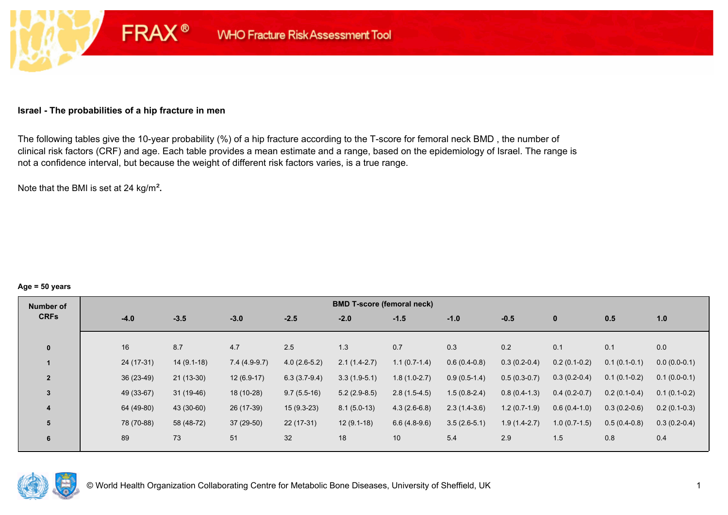FRAX® WHO Fracture Risk Assessment Tool

**Israel - The probabilities of a hip fracture in men**

The following tables give the 10-year probability (%) of a hip fracture according to the T-score for femoral neck BMD , the number of clinical risk factors (CRF) and age. Each table provides a mean estimate and a range, based on the epidemiology of Israel. The range is not a confidence interval, but because the weight of different risk factors varies, is a true range.

Note that the BMI is set at 24 kg/m².

**Age = 50 years**

| Number of CRFs | BMD T-score (femoral neck) | | | | | | | | | | |
|---|---|---|---|---|---|---|---|---|---|---|---|
| | -4.0 | -3.5 | -3.0 | -2.5 | -2.0 | -1.5 | -1.0 | -0.5 | 0 | 0.5 | 1.0 |
| 0 | 16 | 8.7 | 4.7 | 2.5 | 1.3 | 0.7 | 0.3 | 0.2 | 0.1 | 0.1 | 0.0 |
| 1 | 24 (17-31) | 14 (9.1-18) | 7.4 (4.9-9.7) | 4.0 (2.6-5.2) | 2.1 (1.4-2.7) | 1.1 (0.7-1.4) | 0.6 (0.4-0.8) | 0.3 (0.2-0.4) | 0.2 (0.1-0.2) | 0.1 (0.1-0.1) | 0.0 (0.0-0.1) |
| 2 | 36 (23-49) | 21 (13-30) | 12 (6.9-17) | 6.3 (3.7-9.4) | 3.3 (1.9-5.1) | 1.8 (1.0-2.7) | 0.9 (0.5-1.4) | 0.5 (0.3-0.7) | 0.3 (0.2-0.4) | 0.1 (0.1-0.2) | 0.1 (0.0-0.1) |
| 3 | 49 (33-67) | 31 (19-46) | 18 (10-28) | 9.7 (5.5-16) | 5.2 (2.9-8.5) | 2.8 (1.5-4.5) | 1.5 (0.8-2.4) | 0.8 (0.4-1.3) | 0.4 (0.2-0.7) | 0.2 (0.1-0.4) | 0.1 (0.1-0.2) |
| 4 | 64 (49-80) | 43 (30-60) | 26 (17-39) | 15 (9.3-23) | 8.1 (5.0-13) | 4.3 (2.6-6.8) | 2.3 (1.4-3.6) | 1.2 (0.7-1.9) | 0.6 (0.4-1.0) | 0.3 (0.2-0.6) | 0.2 (0.1-0.3) |
| 5 | 78 (70-88) | 58 (48-72) | 37 (29-50) | 22 (17-31) | 12 (9.1-18) | 6.6 (4.8-9.6) | 3.5 (2.6-5.1) | 1.9 (1.4-2.7) | 1.0 (0.7-1.5) | 0.5 (0.4-0.8) | 0.3 (0.2-0.4) |
| 6 | 89 | 73 | 51 | 32 | 18 | 10 | 5.4 | 2.9 | 1.5 | 0.8 | 0.4 |

© World Health Organization Collaborating Centre for Metabolic Bone Diseases, University of Sheffield, UK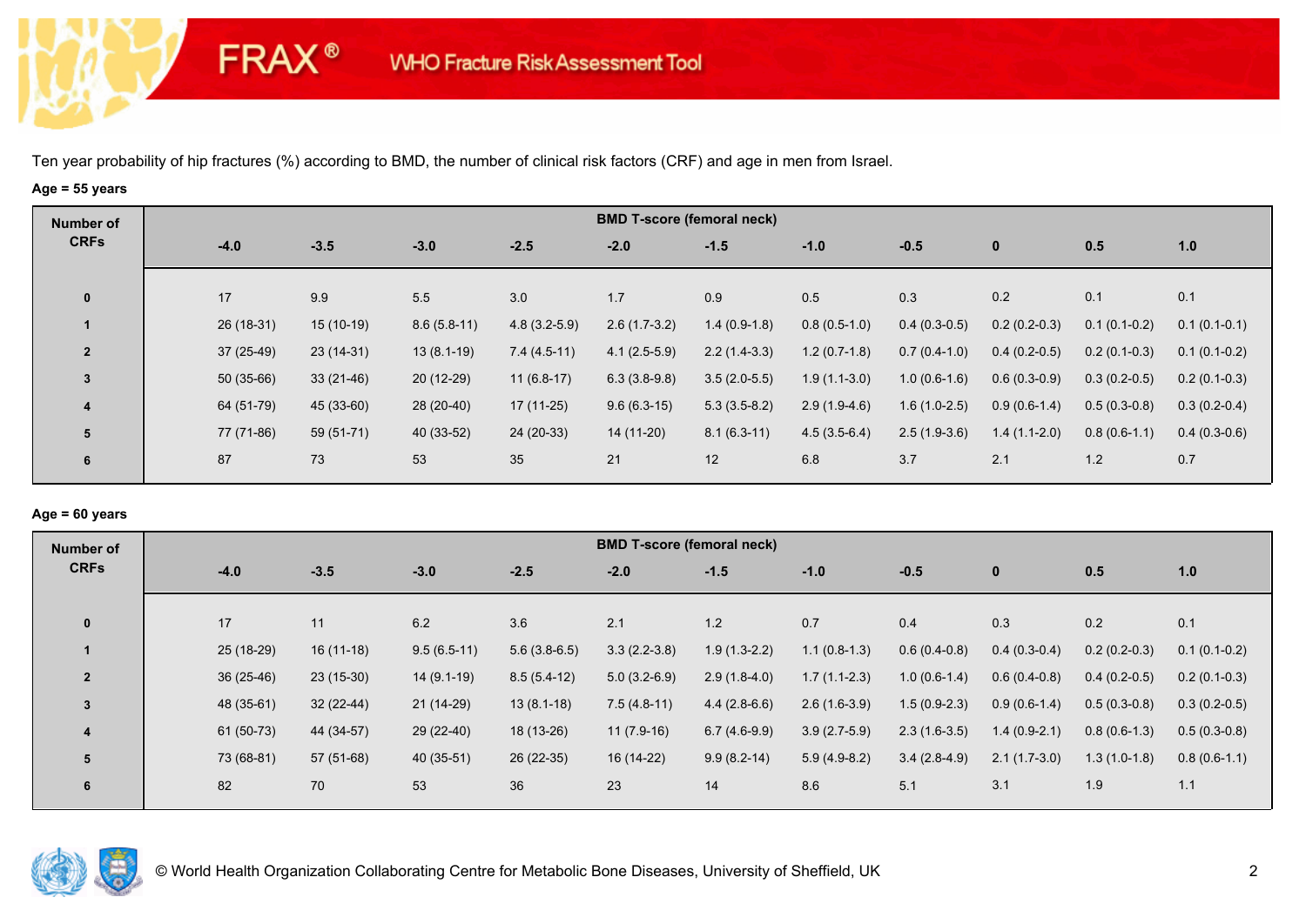Ten year probability of hip fractures (%) according to BMD, the number of clinical risk factors (CRF) and age in men from Israel.

**Age = 55 years**

| Number of CRFs | BMD T-score (femoral neck) | | | | | | | | | | |
|---|---|---|---|---|---|---|---|---|---|---|---|
| | -4.0 | -3.5 | -3.0 | -2.5 | -2.0 | -1.5 | -1.0 | -0.5 | 0 | 0.5 | 1.0 |
| 0 | 17 | 9.9 | 5.5 | 3.0 | 1.7 | 0.9 | 0.5 | 0.3 | 0.2 | 0.1 | 0.1 |
| 1 | 26 (18-31) | 15 (10-19) | 8.6 (5.8-11) | 4.8 (3.2-5.9) | 2.6 (1.7-3.2) | 1.4 (0.9-1.8) | 0.8 (0.5-1.0) | 0.4 (0.3-0.5) | 0.2 (0.2-0.3) | 0.1 (0.1-0.2) | 0.1 (0.1-0.1) |
| 2 | 37 (25-49) | 23 (14-31) | 13 (8.1-19) | 7.4 (4.5-11) | 4.1 (2.5-5.9) | 2.2 (1.4-3.3) | 1.2 (0.7-1.8) | 0.7 (0.4-1.0) | 0.4 (0.2-0.5) | 0.2 (0.1-0.3) | 0.1 (0.1-0.2) |
| 3 | 50 (35-66) | 33 (21-46) | 20 (12-29) | 11 (6.8-17) | 6.3 (3.8-9.8) | 3.5 (2.0-5.5) | 1.9 (1.1-3.0) | 1.0 (0.6-1.6) | 0.6 (0.3-0.9) | 0.3 (0.2-0.5) | 0.2 (0.1-0.3) |
| 4 | 64 (51-79) | 45 (33-60) | 28 (20-40) | 17 (11-25) | 9.6 (6.3-15) | 5.3 (3.5-8.2) | 2.9 (1.9-4.6) | 1.6 (1.0-2.5) | 0.9 (0.6-1.4) | 0.5 (0.3-0.8) | 0.3 (0.2-0.4) |
| 5 | 77 (71-86) | 59 (51-71) | 40 (33-52) | 24 (20-33) | 14 (11-20) | 8.1 (6.3-11) | 4.5 (3.5-6.4) | 2.5 (1.9-3.6) | 1.4 (1.1-2.0) | 0.8 (0.6-1.1) | 0.4 (0.3-0.6) |
| 6 | 87 | 73 | 53 | 35 | 21 | 12 | 6.8 | 3.7 | 2.1 | 1.2 | 0.7 |

**Age = 60 years**

| Number of CRFs | BMD T-score (femoral neck) | | | | | | | | | | |
|---|---|---|---|---|---|---|---|---|---|---|---|
| | -4.0 | -3.5 | -3.0 | -2.5 | -2.0 | -1.5 | -1.0 | -0.5 | 0 | 0.5 | 1.0 |
| 0 | 17 | 11 | 6.2 | 3.6 | 2.1 | 1.2 | 0.7 | 0.4 | 0.3 | 0.2 | 0.1 |
| 1 | 25 (18-29) | 16 (11-18) | 9.5 (6.5-11) | 5.6 (3.8-6.5) | 3.3 (2.2-3.8) | 1.9 (1.3-2.2) | 1.1 (0.8-1.3) | 0.6 (0.4-0.8) | 0.4 (0.3-0.4) | 0.2 (0.2-0.3) | 0.1 (0.1-0.2) |
| 2 | 36 (25-46) | 23 (15-30) | 14 (9.1-19) | 8.5 (5.4-12) | 5.0 (3.2-6.9) | 2.9 (1.8-4.0) | 1.7 (1.1-2.3) | 1.0 (0.6-1.4) | 0.6 (0.4-0.8) | 0.4 (0.2-0.5) | 0.2 (0.1-0.3) |
| 3 | 48 (35-61) | 32 (22-44) | 21 (14-29) | 13 (8.1-18) | 7.5 (4.8-11) | 4.4 (2.8-6.6) | 2.6 (1.6-3.9) | 1.5 (0.9-2.3) | 0.9 (0.6-1.4) | 0.5 (0.3-0.8) | 0.3 (0.2-0.5) |
| 4 | 61 (50-73) | 44 (34-57) | 29 (22-40) | 18 (13-26) | 11 (7.9-16) | 6.7 (4.6-9.9) | 3.9 (2.7-5.9) | 2.3 (1.6-3.5) | 1.4 (0.9-2.1) | 0.8 (0.6-1.3) | 0.5 (0.3-0.8) |
| 5 | 73 (68-81) | 57 (51-68) | 40 (35-51) | 26 (22-35) | 16 (14-22) | 9.9 (8.2-14) | 5.9 (4.9-8.2) | 3.4 (2.8-4.9) | 2.1 (1.7-3.0) | 1.3 (1.0-1.8) | 0.8 (0.6-1.1) |
| 6 | 82 | 70 | 53 | 36 | 23 | 14 | 8.6 | 5.1 | 3.1 | 1.9 | 1.1 |

© World Health Organization Collaborating Centre for Metabolic Bone Diseases, University of Sheffield, UK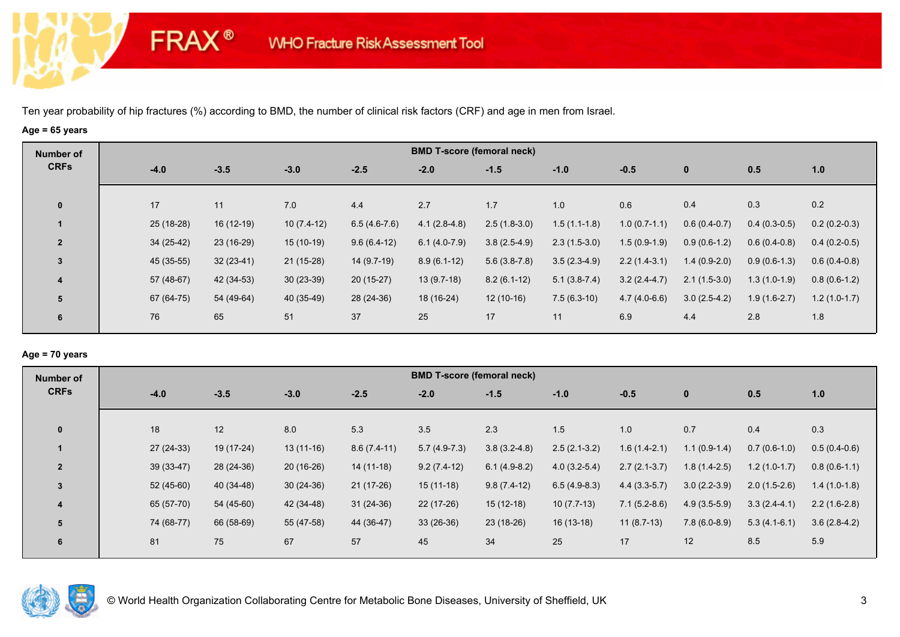FRAX® WHO Fracture Risk Assessment Tool

Ten year probability of hip fractures (%) according to BMD, the number of clinical risk factors (CRF) and age in men from Israel.

**Age = 65 years**

| Number of CRFs | BMD T-score (femoral neck) | | | | | | | | | | |
|---|---|---|---|---|---|---|---|---|---|---|---|
| | -4.0 | -3.5 | -3.0 | -2.5 | -2.0 | -1.5 | -1.0 | -0.5 | 0 | 0.5 | 1.0 |
| 0 | 17 | 11 | 7.0 | 4.4 | 2.7 | 1.7 | 1.0 | 0.6 | 0.4 | 0.3 | 0.2 |
| 1 | 25 (18-28) | 16 (12-19) | 10 (7.4-12) | 6.5 (4.6-7.6) | 4.1 (2.8-4.8) | 2.5 (1.8-3.0) | 1.5 (1.1-1.8) | 1.0 (0.7-1.1) | 0.6 (0.4-0.7) | 0.4 (0.3-0.5) | 0.2 (0.2-0.3) |
| 2 | 34 (25-42) | 23 (16-29) | 15 (10-19) | 9.6 (6.4-12) | 6.1 (4.0-7.9) | 3.8 (2.5-4.9) | 2.3 (1.5-3.0) | 1.5 (0.9-1.9) | 0.9 (0.6-1.2) | 0.6 (0.4-0.8) | 0.4 (0.2-0.5) |
| 3 | 45 (35-55) | 32 (23-41) | 21 (15-28) | 14 (9.7-19) | 8.9 (6.1-12) | 5.6 (3.8-7.8) | 3.5 (2.3-4.9) | 2.2 (1.4-3.1) | 1.4 (0.9-2.0) | 0.9 (0.6-1.3) | 0.6 (0.4-0.8) |
| 4 | 57 (48-67) | 42 (34-53) | 30 (23-39) | 20 (15-27) | 13 (9.7-18) | 8.2 (6.1-12) | 5.1 (3.8-7.4) | 3.2 (2.4-4.7) | 2.1 (1.5-3.0) | 1.3 (1.0-1.9) | 0.8 (0.6-1.2) |
| 5 | 67 (64-75) | 54 (49-64) | 40 (35-49) | 28 (24-36) | 18 (16-24) | 12 (10-16) | 7.5 (6.3-10) | 4.7 (4.0-6.6) | 3.0 (2.5-4.2) | 1.9 (1.6-2.7) | 1.2 (1.0-1.7) |
| 6 | 76 | 65 | 51 | 37 | 25 | 17 | 11 | 6.9 | 4.4 | 2.8 | 1.8 |

**Age = 70 years**

| Number of CRFs | BMD T-score (femoral neck) | | | | | | | | | | |
|---|---|---|---|---|---|---|---|---|---|---|---|
| | -4.0 | -3.5 | -3.0 | -2.5 | -2.0 | -1.5 | -1.0 | -0.5 | 0 | 0.5 | 1.0 |
| 0 | 18 | 12 | 8.0 | 5.3 | 3.5 | 2.3 | 1.5 | 1.0 | 0.7 | 0.4 | 0.3 |
| 1 | 27 (24-33) | 19 (17-24) | 13 (11-16) | 8.6 (7.4-11) | 5.7 (4.9-7.3) | 3.8 (3.2-4.8) | 2.5 (2.1-3.2) | 1.6 (1.4-2.1) | 1.1 (0.9-1.4) | 0.7 (0.6-1.0) | 0.5 (0.4-0.6) |
| 2 | 39 (33-47) | 28 (24-36) | 20 (16-26) | 14 (11-18) | 9.2 (7.4-12) | 6.1 (4.9-8.2) | 4.0 (3.2-5.4) | 2.7 (2.1-3.7) | 1.8 (1.4-2.5) | 1.2 (1.0-1.7) | 0.8 (0.6-1.1) |
| 3 | 52 (45-60) | 40 (34-48) | 30 (24-36) | 21 (17-26) | 15 (11-18) | 9.8 (7.4-12) | 6.5 (4.9-8.3) | 4.4 (3.3-5.7) | 3.0 (2.2-3.9) | 2.0 (1.5-2.6) | 1.4 (1.0-1.8) |
| 4 | 65 (57-70) | 54 (45-60) | 42 (34-48) | 31 (24-36) | 22 (17-26) | 15 (12-18) | 10 (7.7-13) | 7.1 (5.2-8.6) | 4.9 (3.5-5.9) | 3.3 (2.4-4.1) | 2.2 (1.6-2.8) |
| 5 | 74 (68-77) | 66 (58-69) | 55 (47-58) | 44 (36-47) | 33 (26-36) | 23 (18-26) | 16 (13-18) | 11 (8.7-13) | 7.8 (6.0-8.9) | 5.3 (4.1-6.1) | 3.6 (2.8-4.2) |
| 6 | 81 | 75 | 67 | 57 | 45 | 34 | 25 | 17 | 12 | 8.5 | 5.9 |

© World Health Organization Collaborating Centre for Metabolic Bone Diseases, University of Sheffield, UK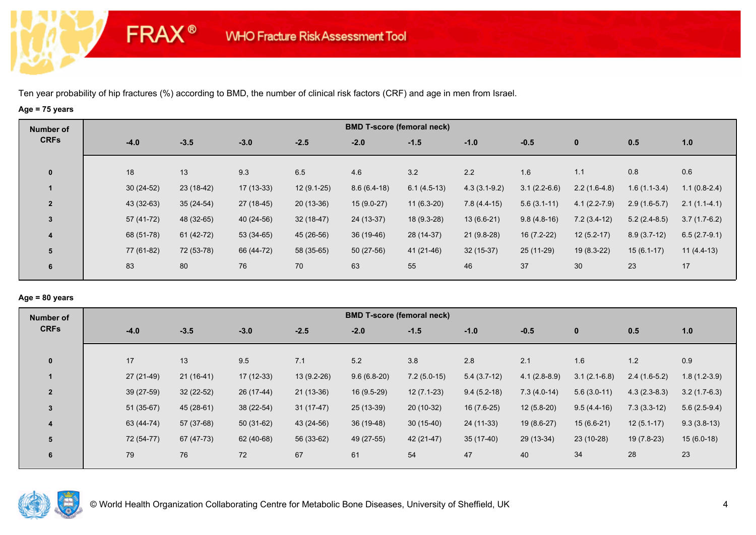Ten year probability of hip fractures (%) according to BMD, the number of clinical risk factors (CRF) and age in men from Israel.

**Age = 75 years**

| Number of CRFs | BMD T-score (femoral neck) | | | | | | | | | | |
|---|---|---|---|---|---|---|---|---|---|---|---|
| | -4.0 | -3.5 | -3.0 | -2.5 | -2.0 | -1.5 | -1.0 | -0.5 | 0 | 0.5 | 1.0 |
| 0 | 18 | 13 | 9.3 | 6.5 | 4.6 | 3.2 | 2.2 | 1.6 | 1.1 | 0.8 | 0.6 |
| 1 | 30 (24-52) | 23 (18-42) | 17 (13-33) | 12 (9.1-25) | 8.6 (6.4-18) | 6.1 (4.5-13) | 4.3 (3.1-9.2) | 3.1 (2.2-6.6) | 2.2 (1.6-4.8) | 1.6 (1.1-3.4) | 1.1 (0.8-2.4) |
| 2 | 43 (32-63) | 35 (24-54) | 27 (18-45) | 20 (13-36) | 15 (9.0-27) | 11 (6.3-20) | 7.8 (4.4-15) | 5.6 (3.1-11) | 4.1 (2.2-7.9) | 2.9 (1.6-5.7) | 2.1 (1.1-4.1) |
| 3 | 57 (41-72) | 48 (32-65) | 40 (24-56) | 32 (18-47) | 24 (13-37) | 18 (9.3-28) | 13 (6.6-21) | 9.8 (4.8-16) | 7.2 (3.4-12) | 5.2 (2.4-8.5) | 3.7 (1.7-6.2) |
| 4 | 68 (51-78) | 61 (42-72) | 53 (34-65) | 45 (26-56) | 36 (19-46) | 28 (14-37) | 21 (9.8-28) | 16 (7.2-22) | 12 (5.2-17) | 8.9 (3.7-12) | 6.5 (2.7-9.1) |
| 5 | 77 (61-82) | 72 (53-78) | 66 (44-72) | 58 (35-65) | 50 (27-56) | 41 (21-46) | 32 (15-37) | 25 (11-29) | 19 (8.3-22) | 15 (6.1-17) | 11 (4.4-13) |
| 6 | 83 | 80 | 76 | 70 | 63 | 55 | 46 | 37 | 30 | 23 | 17 |

**Age = 80 years**

| Number of CRFs | BMD T-score (femoral neck) | | | | | | | | | | |
|---|---|---|---|---|---|---|---|---|---|---|---|
| | -4.0 | -3.5 | -3.0 | -2.5 | -2.0 | -1.5 | -1.0 | -0.5 | 0 | 0.5 | 1.0 |
| 0 | 17 | 13 | 9.5 | 7.1 | 5.2 | 3.8 | 2.8 | 2.1 | 1.6 | 1.2 | 0.9 |
| 1 | 27 (21-49) | 21 (16-41) | 17 (12-33) | 13 (9.2-26) | 9.6 (6.8-20) | 7.2 (5.0-15) | 5.4 (3.7-12) | 4.1 (2.8-8.9) | 3.1 (2.1-6.8) | 2.4 (1.6-5.2) | 1.8 (1.2-3.9) |
| 2 | 39 (27-59) | 32 (22-52) | 26 (17-44) | 21 (13-36) | 16 (9.5-29) | 12 (7.1-23) | 9.4 (5.2-18) | 7.3 (4.0-14) | 5.6 (3.0-11) | 4.3 (2.3-8.3) | 3.2 (1.7-6.3) |
| 3 | 51 (35-67) | 45 (28-61) | 38 (22-54) | 31 (17-47) | 25 (13-39) | 20 (10-32) | 16 (7.6-25) | 12 (5.8-20) | 9.5 (4.4-16) | 7.3 (3.3-12) | 5.6 (2.5-9.4) |
| 4 | 63 (44-74) | 57 (37-68) | 50 (31-62) | 43 (24-56) | 36 (19-48) | 30 (15-40) | 24 (11-33) | 19 (8.6-27) | 15 (6.6-21) | 12 (5.1-17) | 9.3 (3.8-13) |
| 5 | 72 (54-77) | 67 (47-73) | 62 (40-68) | 56 (33-62) | 49 (27-55) | 42 (21-47) | 35 (17-40) | 29 (13-34) | 23 (10-28) | 19 (7.8-23) | 15 (6.0-18) |
| 6 | 79 | 76 | 72 | 67 | 61 | 54 | 47 | 40 | 34 | 28 | 23 |

© World Health Organization Collaborating Centre for Metabolic Bone Diseases, University of Sheffield, UK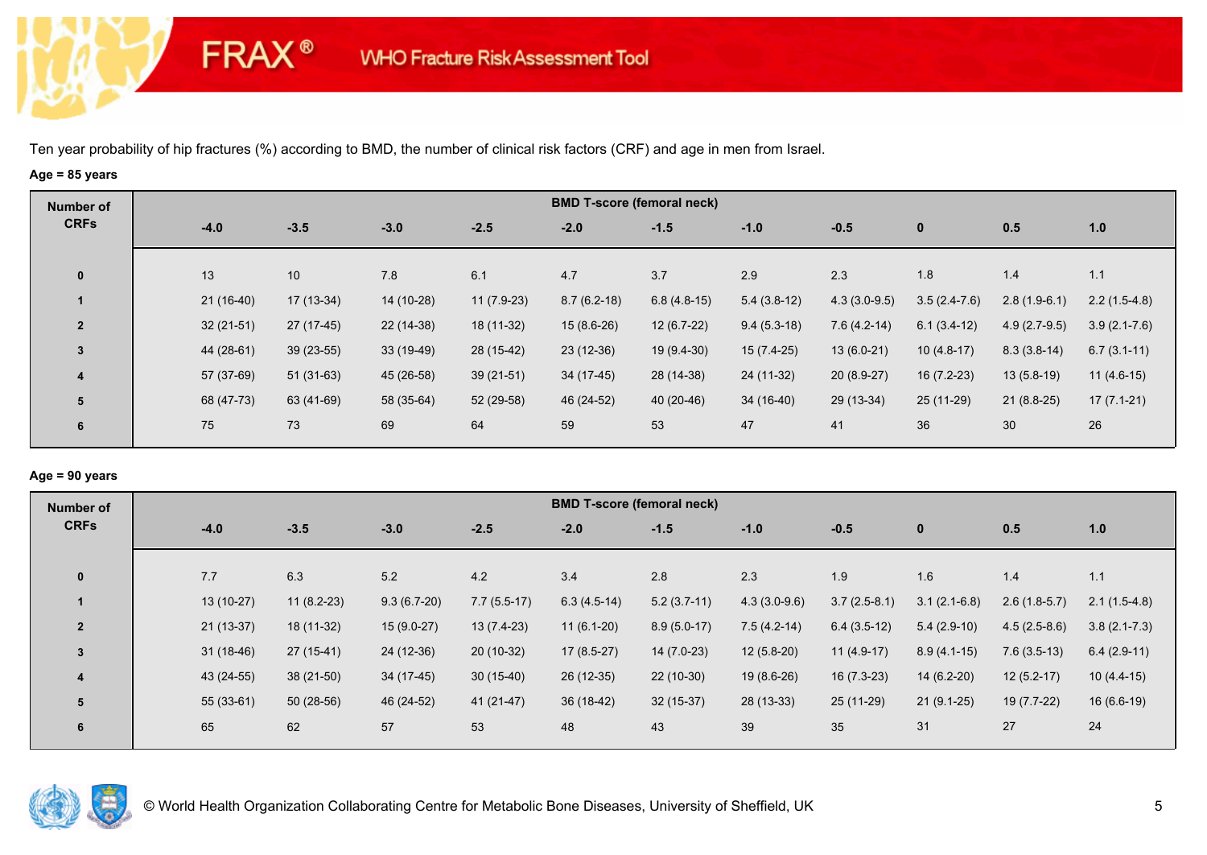Ten year probability of hip fractures (%) according to BMD, the number of clinical risk factors (CRF) and age in men from Israel.

**Age = 85 years**

| Number of CRFs | BMD T-score (femoral neck) | | | | | | | | | | |
|---|---|---|---|---|---|---|---|---|---|---|---|
| | -4.0 | -3.5 | -3.0 | -2.5 | -2.0 | -1.5 | -1.0 | -0.5 | 0 | 0.5 | 1.0 |
| 0 | 13 | 10 | 7.8 | 6.1 | 4.7 | 3.7 | 2.9 | 2.3 | 1.8 | 1.4 | 1.1 |
| 1 | 21 (16-40) | 17 (13-34) | 14 (10-28) | 11 (7.9-23) | 8.7 (6.2-18) | 6.8 (4.8-15) | 5.4 (3.8-12) | 4.3 (3.0-9.5) | 3.5 (2.4-7.6) | 2.8 (1.9-6.1) | 2.2 (1.5-4.8) |
| 2 | 32 (21-51) | 27 (17-45) | 22 (14-38) | 18 (11-32) | 15 (8.6-26) | 12 (6.7-22) | 9.4 (5.3-18) | 7.6 (4.2-14) | 6.1 (3.4-12) | 4.9 (2.7-9.5) | 3.9 (2.1-7.6) |
| 3 | 44 (28-61) | 39 (23-55) | 33 (19-49) | 28 (15-42) | 23 (12-36) | 19 (9.4-30) | 15 (7.4-25) | 13 (6.0-21) | 10 (4.8-17) | 8.3 (3.8-14) | 6.7 (3.1-11) |
| 4 | 57 (37-69) | 51 (31-63) | 45 (26-58) | 39 (21-51) | 34 (17-45) | 28 (14-38) | 24 (11-32) | 20 (8.9-27) | 16 (7.2-23) | 13 (5.8-19) | 11 (4.6-15) |
| 5 | 68 (47-73) | 63 (41-69) | 58 (35-64) | 52 (29-58) | 46 (24-52) | 40 (20-46) | 34 (16-40) | 29 (13-34) | 25 (11-29) | 21 (8.8-25) | 17 (7.1-21) |
| 6 | 75 | 73 | 69 | 64 | 59 | 53 | 47 | 41 | 36 | 30 | 26 |

**Age = 90 years**

| Number of CRFs | BMD T-score (femoral neck) | | | | | | | | | | |
|---|---|---|---|---|---|---|---|---|---|---|---|
| | -4.0 | -3.5 | -3.0 | -2.5 | -2.0 | -1.5 | -1.0 | -0.5 | 0 | 0.5 | 1.0 |
| 0 | 7.7 | 6.3 | 5.2 | 4.2 | 3.4 | 2.8 | 2.3 | 1.9 | 1.6 | 1.4 | 1.1 |
| 1 | 13 (10-27) | 11 (8.2-23) | 9.3 (6.7-20) | 7.7 (5.5-17) | 6.3 (4.5-14) | 5.2 (3.7-11) | 4.3 (3.0-9.6) | 3.7 (2.5-8.1) | 3.1 (2.1-6.8) | 2.6 (1.8-5.7) | 2.1 (1.5-4.8) |
| 2 | 21 (13-37) | 18 (11-32) | 15 (9.0-27) | 13 (7.4-23) | 11 (6.1-20) | 8.9 (5.0-17) | 7.5 (4.2-14) | 6.4 (3.5-12) | 5.4 (2.9-10) | 4.5 (2.5-8.6) | 3.8 (2.1-7.3) |
| 3 | 31 (18-46) | 27 (15-41) | 24 (12-36) | 20 (10-32) | 17 (8.5-27) | 14 (7.0-23) | 12 (5.8-20) | 11 (4.9-17) | 8.9 (4.1-15) | 7.6 (3.5-13) | 6.4 (2.9-11) |
| 4 | 43 (24-55) | 38 (21-50) | 34 (17-45) | 30 (15-40) | 26 (12-35) | 22 (10-30) | 19 (8.6-26) | 16 (7.3-23) | 14 (6.2-20) | 12 (5.2-17) | 10 (4.4-15) |
| 5 | 55 (33-61) | 50 (28-56) | 46 (24-52) | 41 (21-47) | 36 (18-42) | 32 (15-37) | 28 (13-33) | 25 (11-29) | 21 (9.1-25) | 19 (7.7-22) | 16 (6.6-19) |
| 6 | 65 | 62 | 57 | 53 | 48 | 43 | 39 | 35 | 31 | 27 | 24 |

© World Health Organization Collaborating Centre for Metabolic Bone Diseases, University of Sheffield, UK